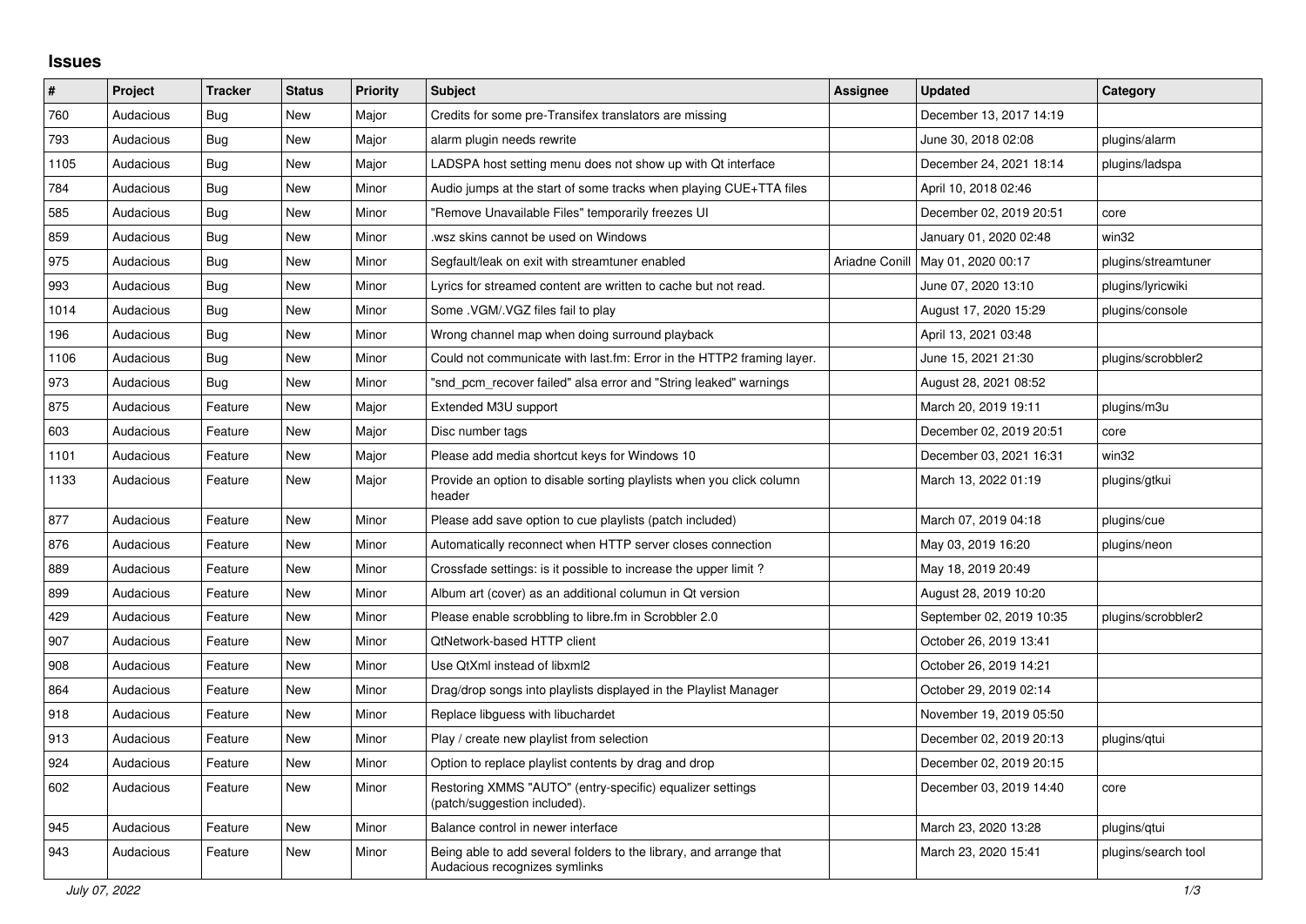## Issues

| # | Project | Tracker | Status | Priority | Subject | Assignee | Updated | Category |
|---|---|---|---|---|---|---|---|---|
| 760 | Audacious | Bug | New | Major | Credits for some pre-Transifex translators are missing | | December 13, 2017 14:19 | |
| 793 | Audacious | Bug | New | Major | alarm plugin needs rewrite | | June 30, 2018 02:08 | plugins/alarm |
| 1105 | Audacious | Bug | New | Major | LADSPA host setting menu does not show up with Qt interface | | December 24, 2021 18:14 | plugins/ladspa |
| 784 | Audacious | Bug | New | Minor | Audio jumps at the start of some tracks when playing CUE+TTA files | | April 10, 2018 02:46 | |
| 585 | Audacious | Bug | New | Minor | "Remove Unavailable Files" temporarily freezes UI | | December 02, 2019 20:51 | core |
| 859 | Audacious | Bug | New | Minor | .wsz skins cannot be used on Windows | | January 01, 2020 02:48 | win32 |
| 975 | Audacious | Bug | New | Minor | Segfault/leak on exit with streamtuner enabled | Ariadne Conill | May 01, 2020 00:17 | plugins/streamtuner |
| 993 | Audacious | Bug | New | Minor | Lyrics for streamed content are written to cache but not read. | | June 07, 2020 13:10 | plugins/lyricwiki |
| 1014 | Audacious | Bug | New | Minor | Some .VGM/.VGZ files fail to play | | August 17, 2020 15:29 | plugins/console |
| 196 | Audacious | Bug | New | Minor | Wrong channel map when doing surround playback | | April 13, 2021 03:48 | |
| 1106 | Audacious | Bug | New | Minor | Could not communicate with last.fm: Error in the HTTP2 framing layer. | | June 15, 2021 21:30 | plugins/scrobbler2 |
| 973 | Audacious | Bug | New | Minor | "snd_pcm_recover failed" alsa error and "String leaked" warnings | | August 28, 2021 08:52 | |
| 875 | Audacious | Feature | New | Major | Extended M3U support | | March 20, 2019 19:11 | plugins/m3u |
| 603 | Audacious | Feature | New | Major | Disc number tags | | December 02, 2019 20:51 | core |
| 1101 | Audacious | Feature | New | Major | Please add media shortcut keys for Windows 10 | | December 03, 2021 16:31 | win32 |
| 1133 | Audacious | Feature | New | Major | Provide an option to disable sorting playlists when you click column header | | March 13, 2022 01:19 | plugins/gtkui |
| 877 | Audacious | Feature | New | Minor | Please add save option to cue playlists (patch included) | | March 07, 2019 04:18 | plugins/cue |
| 876 | Audacious | Feature | New | Minor | Automatically reconnect when HTTP server closes connection | | May 03, 2019 16:20 | plugins/neon |
| 889 | Audacious | Feature | New | Minor | Crossfade settings: is it possible to increase the upper limit ? | | May 18, 2019 20:49 | |
| 899 | Audacious | Feature | New | Minor | Album art (cover) as an additional columun in Qt version | | August 28, 2019 10:20 | |
| 429 | Audacious | Feature | New | Minor | Please enable scrobbling to libre.fm in Scrobbler 2.0 | | September 02, 2019 10:35 | plugins/scrobbler2 |
| 907 | Audacious | Feature | New | Minor | QtNetwork-based HTTP client | | October 26, 2019 13:41 | |
| 908 | Audacious | Feature | New | Minor | Use QtXml instead of libxml2 | | October 26, 2019 14:21 | |
| 864 | Audacious | Feature | New | Minor | Drag/drop songs into playlists displayed in the Playlist Manager | | October 29, 2019 02:14 | |
| 918 | Audacious | Feature | New | Minor | Replace libguess with libuchardet | | November 19, 2019 05:50 | |
| 913 | Audacious | Feature | New | Minor | Play / create new playlist from selection | | December 02, 2019 20:13 | plugins/qtui |
| 924 | Audacious | Feature | New | Minor | Option to replace playlist contents by drag and drop | | December 02, 2019 20:15 | |
| 602 | Audacious | Feature | New | Minor | Restoring XMMS "AUTO" (entry-specific) equalizer settings (patch/suggestion included). | | December 03, 2019 14:40 | core |
| 945 | Audacious | Feature | New | Minor | Balance control in newer interface | | March 23, 2020 13:28 | plugins/qtui |
| 943 | Audacious | Feature | New | Minor | Being able to add several folders to the library, and arrange that Audacious recognizes symlinks | | March 23, 2020 15:41 | plugins/search tool |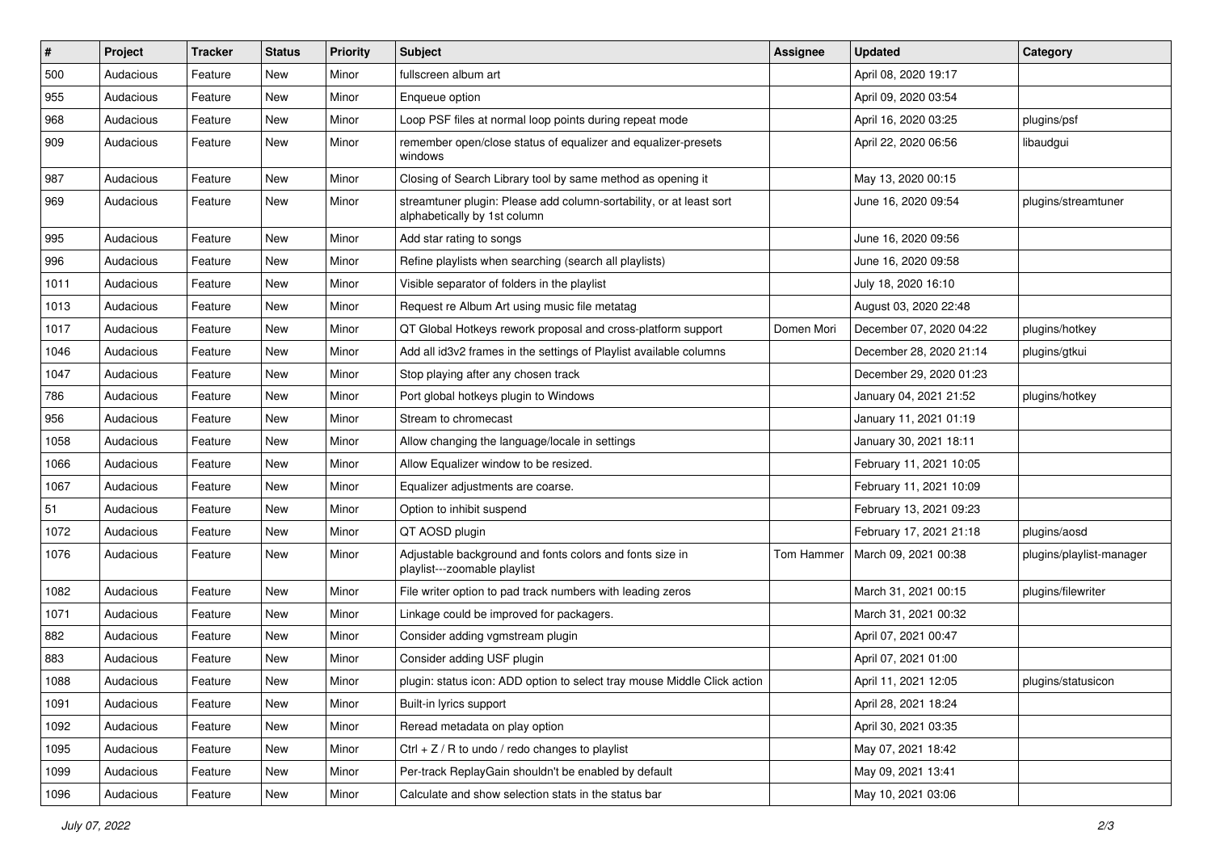| # | Project | Tracker | Status | Priority | Subject | Assignee | Updated | Category |
|---|---|---|---|---|---|---|---|---|
| 500 | Audacious | Feature | New | Minor | fullscreen album art | | April 08, 2020 19:17 | |
| 955 | Audacious | Feature | New | Minor | Enqueue option | | April 09, 2020 03:54 | |
| 968 | Audacious | Feature | New | Minor | Loop PSF files at normal loop points during repeat mode | | April 16, 2020 03:25 | plugins/psf |
| 909 | Audacious | Feature | New | Minor | remember open/close status of equalizer and equalizer-presets windows | | April 22, 2020 06:56 | libaudgui |
| 987 | Audacious | Feature | New | Minor | Closing of Search Library tool by same method as opening it | | May 13, 2020 00:15 | |
| 969 | Audacious | Feature | New | Minor | streamtuner plugin: Please add column-sortability, or at least sort alphabetically by 1st column | | June 16, 2020 09:54 | plugins/streamtuner |
| 995 | Audacious | Feature | New | Minor | Add star rating to songs | | June 16, 2020 09:56 | |
| 996 | Audacious | Feature | New | Minor | Refine playlists when searching (search all playlists) | | June 16, 2020 09:58 | |
| 1011 | Audacious | Feature | New | Minor | Visible separator of folders in the playlist | | July 18, 2020 16:10 | |
| 1013 | Audacious | Feature | New | Minor | Request re Album Art using music file metatag | | August 03, 2020 22:48 | |
| 1017 | Audacious | Feature | New | Minor | QT Global Hotkeys rework proposal and cross-platform support | Domen Mori | December 07, 2020 04:22 | plugins/hotkey |
| 1046 | Audacious | Feature | New | Minor | Add all id3v2 frames in the settings of Playlist available columns | | December 28, 2020 21:14 | plugins/gtkui |
| 1047 | Audacious | Feature | New | Minor | Stop playing after any chosen track | | December 29, 2020 01:23 | |
| 786 | Audacious | Feature | New | Minor | Port global hotkeys plugin to Windows | | January 04, 2021 21:52 | plugins/hotkey |
| 956 | Audacious | Feature | New | Minor | Stream to chromecast | | January 11, 2021 01:19 | |
| 1058 | Audacious | Feature | New | Minor | Allow changing the language/locale in settings | | January 30, 2021 18:11 | |
| 1066 | Audacious | Feature | New | Minor | Allow Equalizer window to be resized. | | February 11, 2021 10:05 | |
| 1067 | Audacious | Feature | New | Minor | Equalizer adjustments are coarse. | | February 11, 2021 10:09 | |
| 51 | Audacious | Feature | New | Minor | Option to inhibit suspend | | February 13, 2021 09:23 | |
| 1072 | Audacious | Feature | New | Minor | QT AOSD plugin | | February 17, 2021 21:18 | plugins/aosd |
| 1076 | Audacious | Feature | New | Minor | Adjustable background and fonts colors and fonts size in playlist---zoomable playlist | Tom Hammer | March 09, 2021 00:38 | plugins/playlist-manager |
| 1082 | Audacious | Feature | New | Minor | File writer option to pad track numbers with leading zeros | | March 31, 2021 00:15 | plugins/filewriter |
| 1071 | Audacious | Feature | New | Minor | Linkage could be improved for packagers. | | March 31, 2021 00:32 | |
| 882 | Audacious | Feature | New | Minor | Consider adding vgmstream plugin | | April 07, 2021 00:47 | |
| 883 | Audacious | Feature | New | Minor | Consider adding USF plugin | | April 07, 2021 01:00 | |
| 1088 | Audacious | Feature | New | Minor | plugin: status icon: ADD option to select tray mouse Middle Click action | | April 11, 2021 12:05 | plugins/statusicon |
| 1091 | Audacious | Feature | New | Minor | Built-in lyrics support | | April 28, 2021 18:24 | |
| 1092 | Audacious | Feature | New | Minor | Reread metadata on play option | | April 30, 2021 03:35 | |
| 1095 | Audacious | Feature | New | Minor | Ctrl + Z / R to undo / redo changes to playlist | | May 07, 2021 18:42 | |
| 1099 | Audacious | Feature | New | Minor | Per-track ReplayGain shouldn't be enabled by default | | May 09, 2021 13:41 | |
| 1096 | Audacious | Feature | New | Minor | Calculate and show selection stats in the status bar | | May 10, 2021 03:06 | |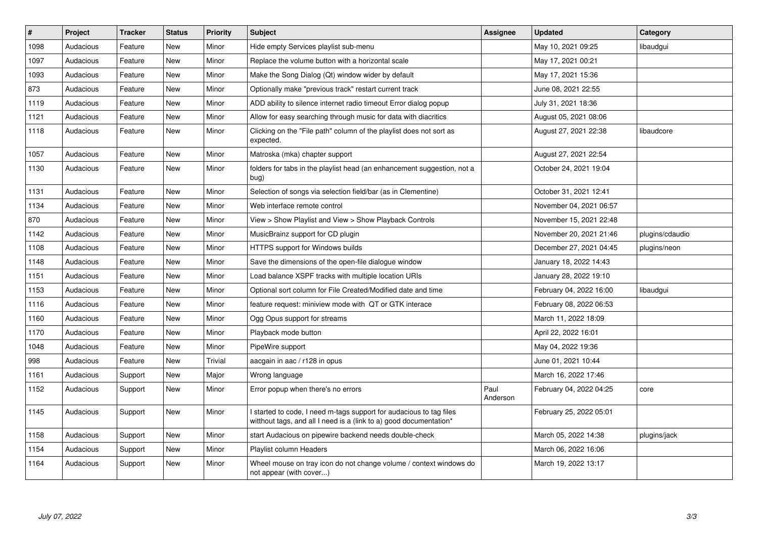| # | Project | Tracker | Status | Priority | Subject | Assignee | Updated | Category |
|---|---|---|---|---|---|---|---|---|
| 1098 | Audacious | Feature | New | Minor | Hide empty Services playlist sub-menu | | May 10, 2021 09:25 | libaudgui |
| 1097 | Audacious | Feature | New | Minor | Replace the volume button with a horizontal scale | | May 17, 2021 00:21 | |
| 1093 | Audacious | Feature | New | Minor | Make the Song Dialog (Qt) window wider by default | | May 17, 2021 15:36 | |
| 873 | Audacious | Feature | New | Minor | Optionally make "previous track" restart current track | | June 08, 2021 22:55 | |
| 1119 | Audacious | Feature | New | Minor | ADD ability to silence internet radio timeout Error dialog popup | | July 31, 2021 18:36 | |
| 1121 | Audacious | Feature | New | Minor | Allow for easy searching through music for data with diacritics | | August 05, 2021 08:06 | |
| 1118 | Audacious | Feature | New | Minor | Clicking on the "File path" column of the playlist does not sort as expected. | | August 27, 2021 22:38 | libaudcore |
| 1057 | Audacious | Feature | New | Minor | Matroska (mka) chapter support | | August 27, 2021 22:54 | |
| 1130 | Audacious | Feature | New | Minor | folders for tabs in the playlist head (an enhancement suggestion, not a bug) | | October 24, 2021 19:04 | |
| 1131 | Audacious | Feature | New | Minor | Selection of songs via selection field/bar (as in Clementine) | | October 31, 2021 12:41 | |
| 1134 | Audacious | Feature | New | Minor | Web interface remote control | | November 04, 2021 06:57 | |
| 870 | Audacious | Feature | New | Minor | View > Show Playlist and View > Show Playback Controls | | November 15, 2021 22:48 | |
| 1142 | Audacious | Feature | New | Minor | MusicBrainz support for CD plugin | | November 20, 2021 21:46 | plugins/cdaudio |
| 1108 | Audacious | Feature | New | Minor | HTTPS support for Windows builds | | December 27, 2021 04:45 | plugins/neon |
| 1148 | Audacious | Feature | New | Minor | Save the dimensions of the open-file dialogue window | | January 18, 2022 14:43 | |
| 1151 | Audacious | Feature | New | Minor | Load balance XSPF tracks with multiple location URIs | | January 28, 2022 19:10 | |
| 1153 | Audacious | Feature | New | Minor | Optional sort column for File Created/Modified date and time | | February 04, 2022 16:00 | libaudgui |
| 1116 | Audacious | Feature | New | Minor | feature request: miniview mode with QT or GTK interace | | February 08, 2022 06:53 | |
| 1160 | Audacious | Feature | New | Minor | Ogg Opus support for streams | | March 11, 2022 18:09 | |
| 1170 | Audacious | Feature | New | Minor | Playback mode button | | April 22, 2022 16:01 | |
| 1048 | Audacious | Feature | New | Minor | PipeWire support | | May 04, 2022 19:36 | |
| 998 | Audacious | Feature | New | Trivial | aacgain in aac / r128 in opus | | June 01, 2021 10:44 | |
| 1161 | Audacious | Support | New | Major | Wrong language | | March 16, 2022 17:46 | |
| 1152 | Audacious | Support | New | Minor | Error popup when there's no errors | Paul Anderson | February 04, 2022 04:25 | core |
| 1145 | Audacious | Support | New | Minor | I started to code, I need m-tags support for audacious to tag files witthout tags, and all I need is a (link to a) good documentation* | | February 25, 2022 05:01 | |
| 1158 | Audacious | Support | New | Minor | start Audacious on pipewire backend needs double-check | | March 05, 2022 14:38 | plugins/jack |
| 1154 | Audacious | Support | New | Minor | Playlist column Headers | | March 06, 2022 16:06 | |
| 1164 | Audacious | Support | New | Minor | Wheel mouse on tray icon do not change volume / context windows do not appear (with cover...) | | March 19, 2022 13:17 | |